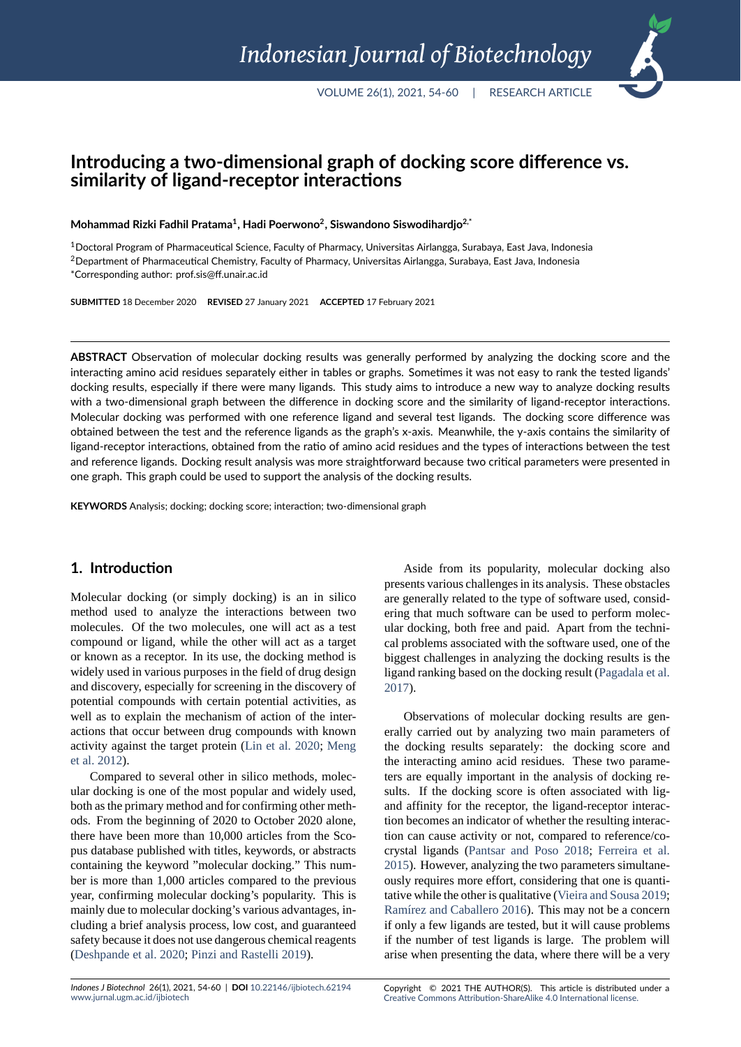# Introducing a two-dimensional graph of docking score difference vs. similarity of ligand-receptor interactions

**Mohammad Rizki Fadhil Pratama[1], Hadi Poerwono[2], Siswandono Siswodihardjo[2,*]**

[1]Doctoral Program of Pharmaceutical Science, Faculty of Pharmacy, Universitas Airlangga, Surabaya, East Java, Indonesia
[2]Department of Pharmaceutical Chemistry, Faculty of Pharmacy, Universitas Airlangga, Surabaya, East Java, Indonesia
*Corresponding author: prof.sis@ff.unair.ac.id

**SUBMITTED** 18 December 2020 **REVISED** 27 January 2021 **ACCEPTED** 17 February 2021

**ABSTRACT** Observation of molecular docking results was generally performed by analyzing the docking score and the interacting amino acid residues separately either in tables or graphs. Sometimes it was not easy to rank the tested ligands' docking results, especially if there were many ligands. This study aims to introduce a new way to analyze docking results with a two-dimensional graph between the difference in docking score and the similarity of ligand-receptor interactions. Molecular docking was performed with one reference ligand and several test ligands. The docking score difference was obtained between the test and the reference ligands as the graph's x-axis. Meanwhile, the y-axis contains the similarity of ligand-receptor interactions, obtained from the ratio of amino acid residues and the types of interactions between the test and reference ligands. Docking result analysis was more straightforward because two critical parameters were presented in one graph. This graph could be used to support the analysis of the docking results.

**KEYWORDS** Analysis; docking; docking score; interaction; two-dimensional graph

## 1. Introduction

Molecular docking (or simply docking) is an in silico method used to analyze the interactions between two molecules. Of the two molecules, one will act as a test compound or ligand, while the other will act as a target or known as a receptor. In its use, the docking method is widely used in various purposes in the field of drug design and discovery, especially for screening in the discovery of potential compounds with certain potential activities, as well as to explain the mechanism of action of the interactions that occur between drug compounds with known activity against the target protein (Lin et al. 2020; Meng et al. 2012).

Compared to several other in silico methods, molecular docking is one of the most popular and widely used, both as the primary method and for confirming other methods. From the beginning of 2020 to October 2020 alone, there have been more than 10,000 articles from the Scopus database published with titles, keywords, or abstracts containing the keyword "molecular docking." This number is more than 1,000 articles compared to the previous year, confirming molecular docking's popularity. This is mainly due to molecular docking's various advantages, including a brief analysis process, low cost, and guaranteed safety because it does not use dangerous chemical reagents (Deshpande et al. 2020; Pinzi and Rastelli 2019).

Aside from its popularity, molecular docking also presents various challenges in its analysis. These obstacles are generally related to the type of software used, considering that much software can be used to perform molecular docking, both free and paid. Apart from the technical problems associated with the software used, one of the biggest challenges in analyzing the docking results is the ligand ranking based on the docking result (Pagadala et al. 2017).

Observations of molecular docking results are generally carried out by analyzing two main parameters of the docking results separately: the docking score and the interacting amino acid residues. These two parameters are equally important in the analysis of docking results. If the docking score is often associated with ligand affinity for the receptor, the ligand-receptor interaction becomes an indicator of whether the resulting interaction can cause activity or not, compared to reference/co-crystal ligands (Pantsar and Poso 2018; Ferreira et al. 2015). However, analyzing the two parameters simultaneously requires more effort, considering that one is quantitative while the other is qualitative (Vieira and Sousa 2019; Ramírez and Caballero 2016). This may not be a concern if only a few ligands are tested, but it will cause problems if the number of test ligands is large. The problem will arise when presenting the data, where there will be a very

Copyright © 2021 THE AUTHOR(S). This article is distributed under a Creative Commons Attribution-ShareAlike 4.0 International license.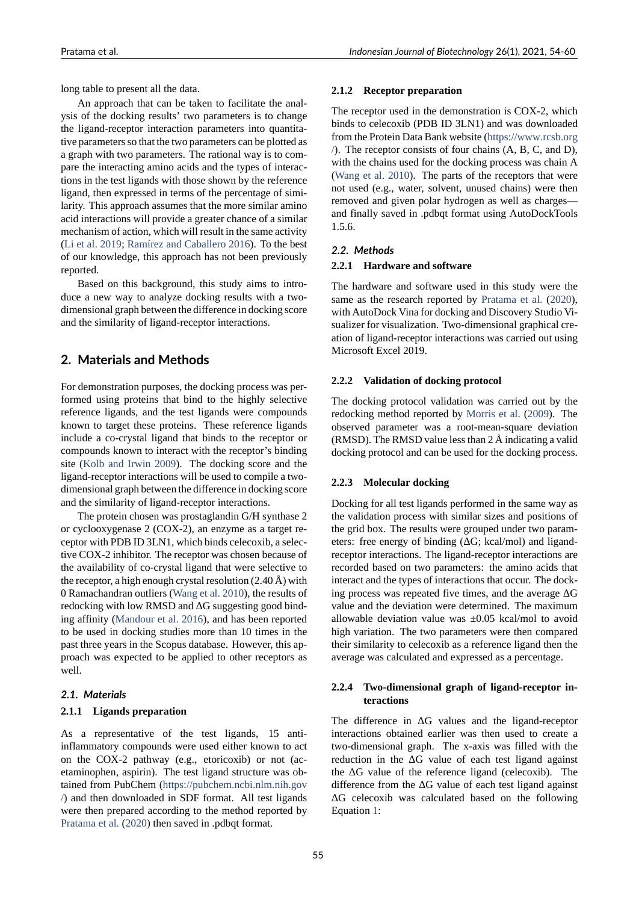long table to present all the data.

An approach that can be taken to facilitate the analysis of the docking results' two parameters is to change the ligand-receptor interaction parameters into quantitative parameters so that the two parameters can be plotted as a graph with two parameters. The rational way is to compare the interacting amino acids and the types of interactions in the test ligands with those shown by the reference ligand, then expressed in terms of the percentage of similarity. This approach assumes that the more similar amino acid interactions will provide a greater chance of a similar mechanism of action, which will result in the same activity (Li et al. 2019; Ramírez and Caballero 2016). To the best of our knowledge, this approach has not been previously reported.

Based on this background, this study aims to introduce a new way to analyze docking results with a two-dimensional graph between the difference in docking score and the similarity of ligand-receptor interactions.

## 2. Materials and Methods

For demonstration purposes, the docking process was performed using proteins that bind to the highly selective reference ligands, and the test ligands were compounds known to target these proteins. These reference ligands include a co-crystal ligand that binds to the receptor or compounds known to interact with the receptor's binding site (Kolb and Irwin 2009). The docking score and the ligand-receptor interactions will be used to compile a two-dimensional graph between the difference in docking score and the similarity of ligand-receptor interactions.

The protein chosen was prostaglandin G/H synthase 2 or cyclooxygenase 2 (COX-2), an enzyme as a target receptor with PDB ID 3LN1, which binds celecoxib, a selective COX-2 inhibitor. The receptor was chosen because of the availability of co-crystal ligand that were selective to the receptor, a high enough crystal resolution (2.40 Å) with 0 Ramachandran outliers (Wang et al. 2010), the results of redocking with low RMSD and ΔG suggesting good binding affinity (Mandour et al. 2016), and has been reported to be used in docking studies more than 10 times in the past three years in the Scopus database. However, this approach was expected to be applied to other receptors as well.

### 2.1. Materials

#### 2.1.1 Ligands preparation

As a representative of the test ligands, 15 anti-inflammatory compounds were used either known to act on the COX-2 pathway (e.g., etoricoxib) or not (acetaminophen, aspirin). The test ligand structure was obtained from PubChem (https://pubchem.ncbi.nlm.nih.gov/) and then downloaded in SDF format. All test ligands were then prepared according to the method reported by Pratama et al. (2020) then saved in .pdbqt format.

#### 2.1.2 Receptor preparation

The receptor used in the demonstration is COX-2, which binds to celecoxib (PDB ID 3LN1) and was downloaded from the Protein Data Bank website (https://www.rcsb.org/). The receptor consists of four chains (A, B, C, and D), with the chains used for the docking process was chain A (Wang et al. 2010). The parts of the receptors that were not used (e.g., water, solvent, unused chains) were then removed and given polar hydrogen as well as charges—and finally saved in .pdbqt format using AutoDockTools 1.5.6.

### 2.2. Methods

#### 2.2.1 Hardware and software

The hardware and software used in this study were the same as the research reported by Pratama et al. (2020), with AutoDock Vina for docking and Discovery Studio Visualizer for visualization. Two-dimensional graphical creation of ligand-receptor interactions was carried out using Microsoft Excel 2019.

#### 2.2.2 Validation of docking protocol

The docking protocol validation was carried out by the redocking method reported by Morris et al. (2009). The observed parameter was a root-mean-square deviation (RMSD). The RMSD value less than 2 Å indicating a valid docking protocol and can be used for the docking process.

#### 2.2.3 Molecular docking

Docking for all test ligands performed in the same way as the validation process with similar sizes and positions of the grid box. The results were grouped under two parameters: free energy of binding (ΔG; kcal/mol) and ligand-receptor interactions. The ligand-receptor interactions are recorded based on two parameters: the amino acids that interact and the types of interactions that occur. The docking process was repeated five times, and the average ΔG value and the deviation were determined. The maximum allowable deviation value was ±0.05 kcal/mol to avoid high variation. The two parameters were then compared their similarity to celecoxib as a reference ligand then the average was calculated and expressed as a percentage.

#### 2.2.4 Two-dimensional graph of ligand-receptor interactions

The difference in ΔG values and the ligand-receptor interactions obtained earlier was then used to create a two-dimensional graph. The x-axis was filled with the reduction in the ΔG value of each test ligand against the ΔG value of the reference ligand (celecoxib). The difference from the ΔG value of each test ligand against ΔG celecoxib was calculated based on the following Equation 1: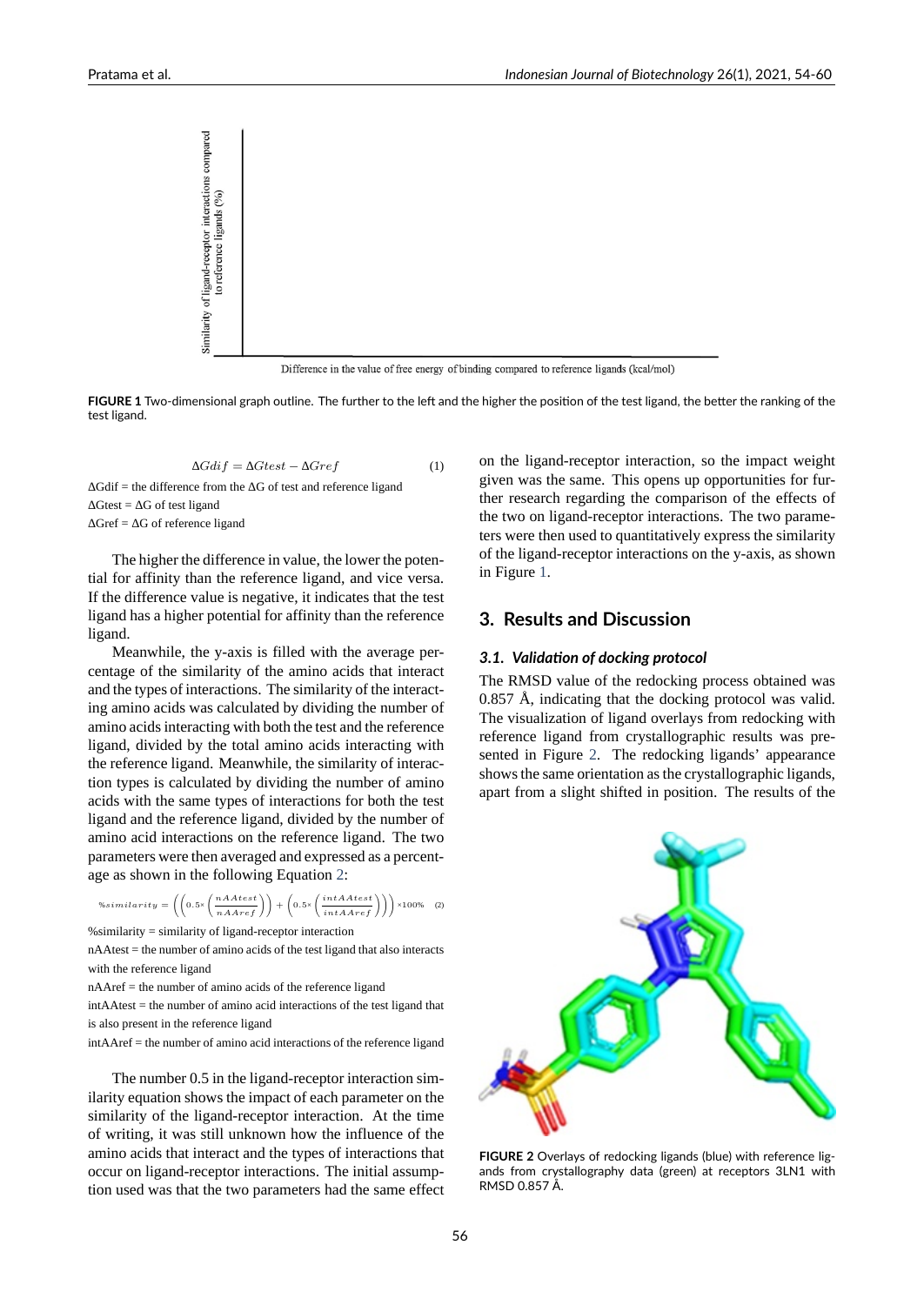Difference in the value of free energy of binding compared to reference ligands (kcal/mol)

Similarity of ligand-receptor interactions compared to reference ligands (%)

**FIGURE 1** Two-dimensional graph outline. The further to the left and the higher the position of the test ligand, the better the ranking of the test ligand.

$$\Delta Gdif = \Delta Gtest - \Delta Gref \quad (1)$$

$\Delta$Gdif = the difference from the $\Delta$G of test and reference ligand

$\Delta$Gtest = $\Delta$G of test ligand

$\Delta$Gref = $\Delta$G of reference ligand

The higher the difference in value, the lower the potential for affinity than the reference ligand, and vice versa. If the difference value is negative, it indicates that the test ligand has a higher potential for affinity than the reference ligand.

Meanwhile, the y-axis is filled with the average percentage of the similarity of the amino acids that interact and the types of interactions. The similarity of the interacting amino acids was calculated by dividing the number of amino acids interacting with both the test and the reference ligand, divided by the total amino acids interacting with the reference ligand. Meanwhile, the similarity of interaction types is calculated by dividing the number of amino acids with the same types of interactions for both the test ligand and the reference ligand, divided by the number of amino acid interactions on the reference ligand. The two parameters were then averaged and expressed as a percentage as shown in the following Equation 2:

$$\%similarity = \left(\left(0.5\times\left(\frac{nAAtest}{nAAref}\right)\right) + \left(0.5\times\left(\frac{intAAtest}{intAAref}\right)\right)\right)\times 100\% \quad (2)$$

%similarity = similarity of ligand-receptor interaction

nAAtest = the number of amino acids of the test ligand that also interacts with the reference ligand

nAAref = the number of amino acids of the reference ligand

intAAtest = the number of amino acid interactions of the test ligand that is also present in the reference ligand

intAAref = the number of amino acid interactions of the reference ligand

The number 0.5 in the ligand-receptor interaction similarity equation shows the impact of each parameter on the similarity of the ligand-receptor interaction. At the time of writing, it was still unknown how the influence of the amino acids that interact and the types of interactions that occur on ligand-receptor interactions. The initial assumption used was that the two parameters had the same effect on the ligand-receptor interaction, so the impact weight given was the same. This opens up opportunities for further research regarding the comparison of the effects of the two on ligand-receptor interactions. The two parameters were then used to quantitatively express the similarity of the ligand-receptor interactions on the y-axis, as shown in Figure 1.

## 3. Results and Discussion

### 3.1. Validation of docking protocol

The RMSD value of the redocking process obtained was 0.857 Å, indicating that the docking protocol was valid. The visualization of ligand overlays from redocking with reference ligand from crystallographic results was presented in Figure 2. The redocking ligands' appearance shows the same orientation as the crystallographic ligands, apart from a slight shifted in position. The results of the

**FIGURE 2** Overlays of redocking ligands (blue) with reference ligands from crystallography data (green) at receptors 3LN1 with RMSD 0.857 Å.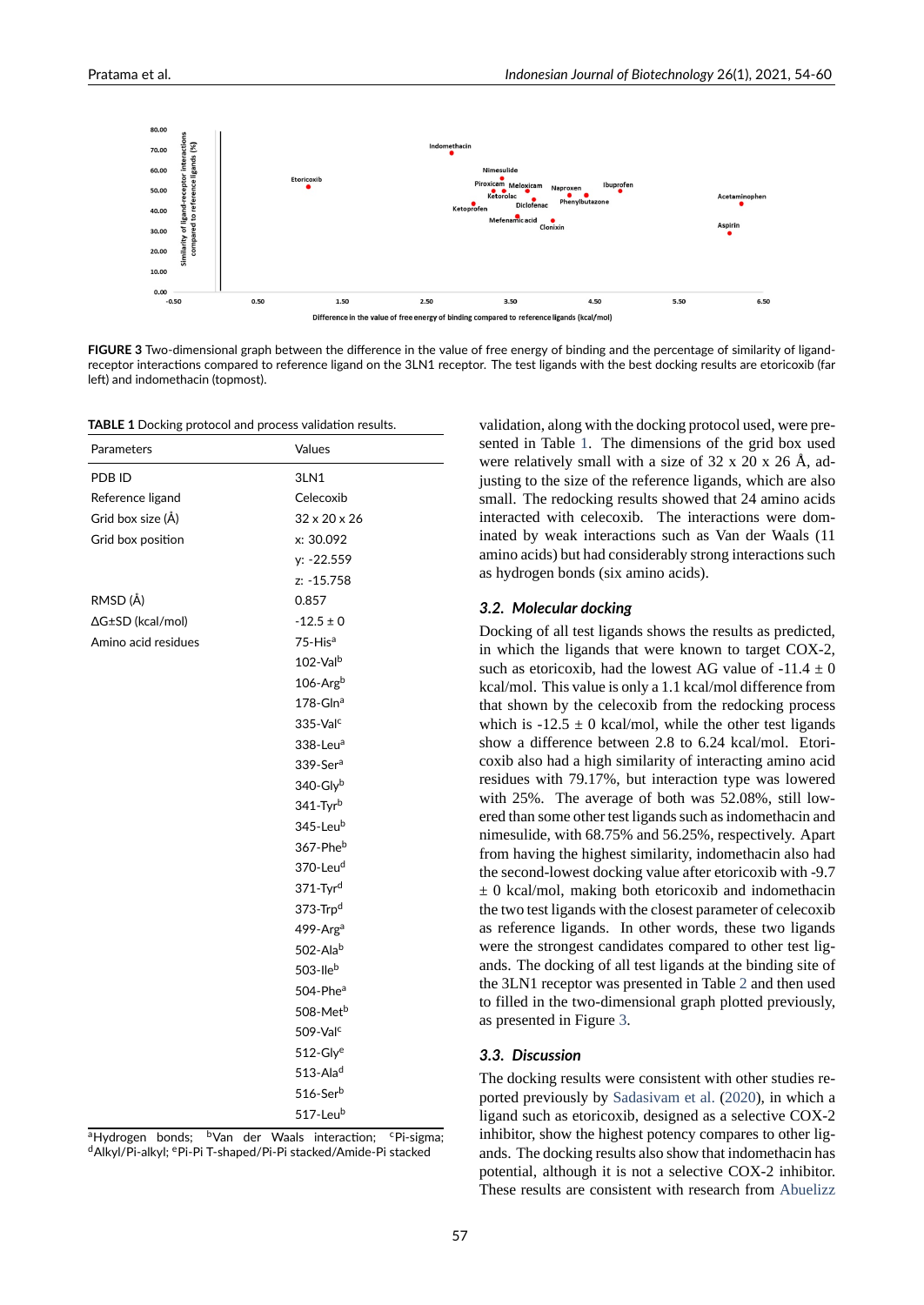FIGURE 3 Two-dimensional graph between the difference in the value of free energy of binding and the percentage of similarity of ligand-receptor interactions compared to reference ligand on the 3LN1 receptor. The test ligands with the best docking results are etoricoxib (far left) and indomethacin (topmost).

**TABLE 1** Docking protocol and process validation results.

| Parameters | Values |
|---|---|
| PDB ID | 3LN1 |
| Reference ligand | Celecoxib |
| Grid box size (Å) | 32 x 20 x 26 |
| Grid box position | x: 30.092 |
| | y: -22.559 |
| | z: -15.758 |
| RMSD (Å) | 0.857 |
| ΔG±SD (kcal/mol) | -12.5 ± 0 |
| Amino acid residues | 75-His[a] |
| | 102-Val[b] |
| | 106-Arg[b] |
| | 178-Gln[a] |
| | 335-Val[c] |
| | 338-Leu[a] |
| | 339-Ser[a] |
| | 340-Gly[b] |
| | 341-Tyr[b] |
| | 345-Leu[b] |
| | 367-Phe[b] |
| | 370-Leu[d] |
| | 371-Tyr[d] |
| | 373-Trp[d] |
| | 499-Arg[a] |
| | 502-Ala[b] |
| | 503-Ile[b] |
| | 504-Phe[a] |
| | 508-Met[b] |
| | 509-Val[c] |
| | 512-Gly[e] |
| | 513-Ala[d] |
| | 516-Ser[b] |
| | 517-Leu[b] |

[a]Hydrogen bonds; [b]Van der Waals interaction; [c]Pi-sigma; [d]Alkyl/Pi-alkyl; [e]Pi-Pi T-shaped/Pi-Pi stacked/Amide-Pi stacked

validation, along with the docking protocol used, were presented in Table 1. The dimensions of the grid box used were relatively small with a size of 32 x 20 x 26 Å, adjusting to the size of the reference ligands, which are also small. The redocking results showed that 24 amino acids interacted with celecoxib. The interactions were dominated by weak interactions such as Van der Waals (11 amino acids) but had considerably strong interactions such as hydrogen bonds (six amino acids).

### 3.2. Molecular docking

Docking of all test ligands shows the results as predicted, in which the ligands that were known to target COX-2, such as etoricoxib, had the lowest AG value of -11.4 ± 0 kcal/mol. This value is only a 1.1 kcal/mol difference from that shown by the celecoxib from the redocking process which is -12.5 ± 0 kcal/mol, while the other test ligands show a difference between 2.8 to 6.24 kcal/mol. Etoricoxib also had a high similarity of interacting amino acid residues with 79.17%, but interaction type was lowered with 25%. The average of both was 52.08%, still lowered than some other test ligands such as indomethacin and nimesulide, with 68.75% and 56.25%, respectively. Apart from having the highest similarity, indomethacin also had the second-lowest docking value after etoricoxib with -9.7 ± 0 kcal/mol, making both etoricoxib and indomethacin the two test ligands with the closest parameter of celecoxib as reference ligands. In other words, these two ligands were the strongest candidates compared to other test ligands. The docking of all test ligands at the binding site of the 3LN1 receptor was presented in Table 2 and then used to filled in the two-dimensional graph plotted previously, as presented in Figure 3.

### 3.3. Discussion

The docking results were consistent with other studies reported previously by Sadasivam et al. (2020), in which a ligand such as etoricoxib, designed as a selective COX-2 inhibitor, show the highest potency compares to other ligands. The docking results also show that indomethacin has potential, although it is not a selective COX-2 inhibitor. These results are consistent with research from Abuelizz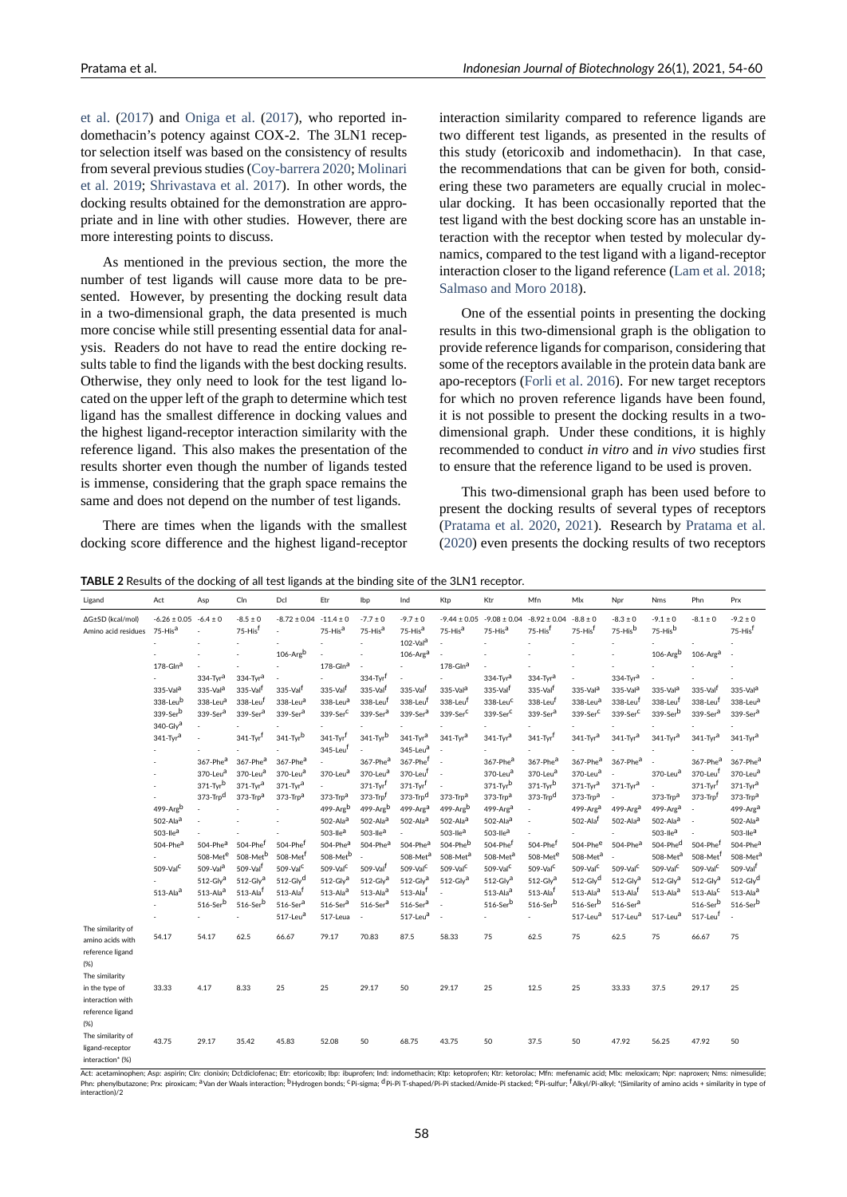et al. (2017) and Oniga et al. (2017), who reported indomethacin's potency against COX-2. The 3LN1 receptor selection itself was based on the consistency of results from several previous studies (Coy-barrera 2020; Molinari et al. 2019; Shrivastava et al. 2017). In other words, the docking results obtained for the demonstration are appropriate and in line with other studies. However, there are more interesting points to discuss.

As mentioned in the previous section, the more the number of test ligands will cause more data to be presented. However, by presenting the docking result data in a two-dimensional graph, the data presented is much more concise while still presenting essential data for analysis. Readers do not have to read the entire docking results table to find the ligands with the best docking results. Otherwise, they only need to look for the test ligand located on the upper left of the graph to determine which test ligand has the smallest difference in docking values and the highest ligand-receptor interaction similarity with the reference ligand. This also makes the presentation of the results shorter even though the number of ligands tested is immense, considering that the graph space remains the same and does not depend on the number of test ligands.

There are times when the ligands with the smallest docking score difference and the highest ligand-receptor interaction similarity compared to reference ligands are two different test ligands, as presented in the results of this study (etoricoxib and indomethacin). In that case, the recommendations that can be given for both, considering these two parameters are equally crucial in molecular docking. It has been occasionally reported that the test ligand with the best docking score has an unstable interaction with the receptor when tested by molecular dynamics, compared to the test ligand with a ligand-receptor interaction closer to the ligand reference (Lam et al. 2018; Salmaso and Moro 2018).

One of the essential points in presenting the docking results in this two-dimensional graph is the obligation to provide reference ligands for comparison, considering that some of the receptors available in the protein data bank are apo-receptors (Forli et al. 2016). For new target receptors for which no proven reference ligands have been found, it is not possible to present the docking results in a two-dimensional graph. Under these conditions, it is highly recommended to conduct *in vitro* and *in vivo* studies first to ensure that the reference ligand to be used is proven.

This two-dimensional graph has been used before to present the docking results of several types of receptors (Pratama et al. 2020, 2021). Research by Pratama et al. (2020) even presents the docking results of two receptors

**TABLE 2** Results of the docking of all test ligands at the binding site of the 3LN1 receptor.

| Ligand | Act | Asp | Cln | Dcl | Etr | Ibp | Ind | Ktp | Ktr | Mfn | Mlx | Npr | Nms | Phn | Prx |
|---|---|---|---|---|---|---|---|---|---|---|---|---|---|---|---|
| ΔG±SD (kcal/mol) | -6.26 ± 0.05 | -6.4 ± 0 | -8.5 ± 0 | -8.72 ± 0.04 | -11.4 ± 0 | -7.7 ± 0 | -9.7 ± 0 | -9.44 ± 0.05 | -9.08 ± 0.04 | -8.92 ± 0.04 | -8.8 ± 0 | -8.3 ± 0 | -9.1 ± 0 | -8.1 ± 0 | -9.2 ± 0 |
| Amino acid residues | 75-His[a] | - | 75-His[f] | - | 75-His[a] | 75-His[a] | 75-His[a] | 75-His[a] | 75-His[a] | 75-His[f] | 75-His[f] | 75-His[b] | 75-His[b] | - | 75-His[f] |
| | - | - | - | - | - | - | 102-Val[a] | - | - | - | - | - | - | - | - |
| | - | - | - | 106-Arg[b] | - | - | 106-Arg[a] | - | - | - | - | - | 106-Arg[b] | 106-Arg[a] | - |
| | 178-Gln[a] | - | - | - | 178-Gln[a] | - | - | 178-Gln[a] | - | - | - | - | - | - | - |
| | - | 334-Tyr[a] | 334-Tyr[a] | - | - | 334-Tyr[f] | - | - | 334-Tyr[a] | 334-Tyr[a] | - | 334-Tyr[a] | - | - | - |
| | 335-Val[a] | 335-Val[a] | 335-Val[f] | 335-Val[f] | 335-Val[f] | 335-Val[f] | 335-Val[f] | 335-Val[a] | 335-Val[f] | 335-Val[f] | 335-Val[a] | 335-Val[a] | 335-Val[a] | 335-Val[f] | 335-Val[a] |
| | 338-Leu[b] | 338-Leu[a] | 338-Leu[f] | 338-Leu[a] | 338-Leu[a] | 338-Leu[f] | 338-Leu[f] | 338-Leu[f] | 338-Leu[c] | 338-Leu[f] | 338-Leu[a] | 338-Leu[f] | 338-Leu[f] | 338-Leu[f] | 338-Leu[a] |
| | 339-Ser[b] | 339-Ser[a] | 339-Ser[a] | 339-Ser[a] | 339-Ser[c] | 339-Ser[a] | 339-Ser[a] | 339-Ser[c] | 339-Ser[c] | 339-Ser[a] | 339-Ser[c] | 339-Ser[c] | 339-Ser[b] | 339-Ser[a] | 339-Ser[a] |
| | 340-Gly[a] | - | - | - | - | - | - | - | - | - | - | - | - | - | - |
| | 341-Tyr[a] | - | 341-Tyr[f] | 341-Tyr[b] | 341-Tyr[f] | 341-Tyr[b] | 341-Tyr[a] | 341-Tyr[a] | 341-Tyr[a] | 341-Tyr[f] | 341-Tyr[a] | 341-Tyr[a] | 341-Tyr[a] | 341-Tyr[a] | 341-Tyr[a] |
| | - | - | - | - | 345-Leu[f] | - | 345-Leu[a] | - | - | - | - | - | - | - | - |
| | - | 367-Phe[a] | 367-Phe[a] | 367-Phe[a] | - | 367-Phe[a] | 367-Phe[f] | - | 367-Phe[a] | 367-Phe[a] | 367-Phe[a] | 367-Phe[a] | - | 367-Phe[a] | 367-Phe[a] |
| | - | 370-Leu[a] | 370-Leu[a] | 370-Leu[a] | 370-Leu[a] | 370-Leu[a] | 370-Leu[f] | - | 370-Leu[a] | 370-Leu[f] | 370-Leu[a] | - | 370-Leu[a] | 370-Leu[f] | 370-Leu[a] |
| | - | 371-Tyr[b] | 371-Tyr[a] | 371-Tyr[a] | - | 371-Tyr[f] | 371-Tyr[f] | - | 371-Tyr[b] | 371-Tyr[b] | 371-Tyr[a] | 371-Tyr[a] | - | 371-Tyr[f] | 371-Tyr[a] |
| | - | 373-Trp[d] | 373-Trp[a] | 373-Trp[a] | 373-Trp[a] | 373-Trp[f] | 373-Trp[d] | 373-Trp[a] | 373-Trp[a] | 373-Trp[d] | 373-Trp[a] | - | 373-Trp[a] | 373-Trp[f] | 373-Trp[a] |
| | 499-Arg[b] | - | - | - | 499-Arg[b] | 499-Arg[b] | 499-Arg[a] | 499-Arg[b] | 499-Arg[a] | - | 499-Arg[a] | 499-Arg[a] | 499-Arg[a] | - | 499-Arg[a] |
| | 502-Ala[a] | - | - | - | 502-Ala[a] | 502-Ala[a] | 502-Ala[a] | 502-Ala[a] | 502-Ala[a] | - | 502-Ala[f] | 502-Ala[a] | 502-Ala[a] | - | 502-Ala[a] |
| | 503-Ile[a] | - | - | - | 503-Ile[a] | 503-Ile[a] | - | 503-Ile[a] | 503-Ile[a] | - | - | - | 503-Ile[a] | - | 503-Ile[a] |
| | 504-Phe[a] | 504-Phe[a] | 504-Phe[f] | 504-Phe[f] | 504-Phe[a] | 504-Phe[a] | 504-Phe[a] | 504-Phe[b] | 504-Phe[f] | 504-Phe[f] | 504-Phe[e] | 504-Phe[a] | 504-Phe[d] | 504-Phe[f] | 504-Phe[a] |
| | - | 508-Met[e] | 508-Met[b] | 508-Met[f] | 508-Met[b] | - | 508-Met[a] | 508-Met[a] | 508-Met[a] | 508-Met[e] | 508-Met[a] | - | 508-Met[a] | 508-Met[f] | 508-Met[a] |
| | 509-Val[c] | 509-Val[a] | 509-Val[f] | 509-Val[c] | 509-Val[c] | 509-Val[f] | 509-Val[c] | 509-Val[c] | 509-Val[c] | 509-Val[c] | 509-Val[c] | 509-Val[c] | 509-Val[c] | 509-Val[c] | 509-Val[f] |
| | - | 512-Gly[a] | 512-Gly[a] | 512-Gly[d] | 512-Gly[a] | 512-Gly[a] | 512-Gly[a] | 512-Gly[a] | 512-Gly[a] | 512-Gly[a] | 512-Gly[d] | 512-Gly[a] | 512-Gly[a] | 512-Gly[a] | 512-Gly[d] |
| | 513-Ala[a] | 513-Ala[a] | 513-Ala[f] | 513-Ala[f] | 513-Ala[a] | 513-Ala[a] | 513-Ala[f] | - | 513-Ala[a] | 513-Ala[f] | 513-Ala[a] | 513-Ala[f] | 513-Ala[a] | 513-Ala[c] | 513-Ala[a] |
| | - | 516-Ser[b] | 516-Ser[b] | 516-Ser[a] | 516-Ser[a] | 516-Ser[a] | 516-Ser[a] | - | 516-Ser[b] | 516-Ser[b] | 516-Ser[b] | 516-Ser[a] | - | 516-Ser[b] | 516-Ser[b] |
| | - | - | - | 517-Leu[a] | 517-Leua | - | 517-Leu[a] | - | - | - | 517-Leu[a] | 517-Leu[a] | 517-Leu[a] | 517-Leu[f] | - |
| The similarity of amino acids with reference ligand (%) | 54.17 | 54.17 | 62.5 | 66.67 | 79.17 | 70.83 | 87.5 | 58.33 | 75 | 62.5 | 75 | 62.5 | 75 | 66.67 | 75 |
| The similarity in the type of interaction with reference ligand (%) | 33.33 | 4.17 | 8.33 | 25 | 25 | 29.17 | 50 | 29.17 | 25 | 12.5 | 25 | 33.33 | 37.5 | 29.17 | 25 |
| The similarity of ligand-receptor interaction* (%) | 43.75 | 29.17 | 35.42 | 45.83 | 52.08 | 50 | 68.75 | 43.75 | 50 | 37.5 | 50 | 47.92 | 56.25 | 47.92 | 50 |

Act: acetaminophen; Asp: aspirin; Cln: clonixin; Dcl:diclofenac; Etr: etoricoxib; Ibp: ibuprofen; Ind: indomethacin; Ktp: ketoprofen; Ktr: ketorolac; Mfn: mefenamic acid; Mlx: meloxicam; Npr: naproxen; Nms: nimesulide; Phn: phenylbutazone; Prx: piroxicam; [a]Van der Waals interaction; [b]Hydrogen bonds; [c]Pi-sigma; [d]Pi-Pi T-shaped/Pi-Pi stacked/Amide-Pi stacked; [e]Pi-sulfur; [f]Alkyl/Pi-alkyl; *(Similarity of amino acids + similarity in type of interaction)/2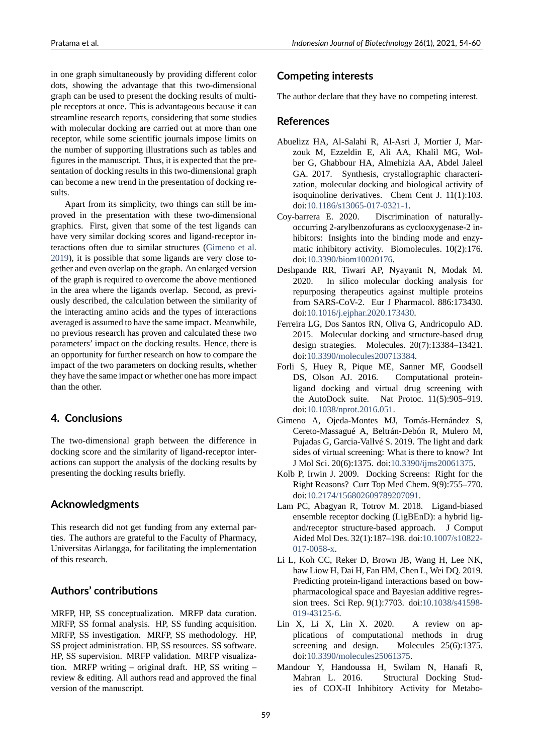in one graph simultaneously by providing different color dots, showing the advantage that this two-dimensional graph can be used to present the docking results of multiple receptors at once. This is advantageous because it can streamline research reports, considering that some studies with molecular docking are carried out at more than one receptor, while some scientific journals impose limits on the number of supporting illustrations such as tables and figures in the manuscript. Thus, it is expected that the presentation of docking results in this two-dimensional graph can become a new trend in the presentation of docking results.

Apart from its simplicity, two things can still be improved in the presentation with these two-dimensional graphics. First, given that some of the test ligands can have very similar docking scores and ligand-receptor interactions often due to similar structures (Gimeno et al. 2019), it is possible that some ligands are very close together and even overlap on the graph. An enlarged version of the graph is required to overcome the above mentioned in the area where the ligands overlap. Second, as previously described, the calculation between the similarity of the interacting amino acids and the types of interactions averaged is assumed to have the same impact. Meanwhile, no previous research has proven and calculated these two parameters' impact on the docking results. Hence, there is an opportunity for further research on how to compare the impact of the two parameters on docking results, whether they have the same impact or whether one has more impact than the other.

## 4. Conclusions

The two-dimensional graph between the difference in docking score and the similarity of ligand-receptor interactions can support the analysis of the docking results by presenting the docking results briefly.

## Acknowledgments

This research did not get funding from any external parties. The authors are grateful to the Faculty of Pharmacy, Universitas Airlangga, for facilitating the implementation of this research.

## Authors' contributions

MRFP, HP, SS conceptualization. MRFP data curation. MRFP, SS formal analysis. HP, SS funding acquisition. MRFP, SS investigation. MRFP, SS methodology. HP, SS project administration. HP, SS resources. SS software. HP, SS supervision. MRFP validation. MRFP visualization. MRFP writing – original draft. HP, SS writing – review & editing. All authors read and approved the final version of the manuscript.

## Competing interests

The author declare that they have no competing interest.

## References

Abuelizz HA, Al-Salahi R, Al-Asri J, Mortier J, Marzouk M, Ezzeldin E, Ali AA, Khalil MG, Wolber G, Ghabbour HA, Almehizia AA, Abdel Jaleel GA. 2017. Synthesis, crystallographic characterization, molecular docking and biological activity of isoquinoline derivatives. Chem Cent J. 11(1):103. doi:10.1186/s13065-017-0321-1.

Coy-barrera E. 2020. Discrimination of naturally-occurring 2-arylbenzofurans as cyclooxygenase-2 inhibitors: Insights into the binding mode and enzymatic inhibitory activity. Biomolecules. 10(2):176. doi:10.3390/biom10020176.

Deshpande RR, Tiwari AP, Nyayanit N, Modak M. 2020. In silico molecular docking analysis for repurposing therapeutics against multiple proteins from SARS-CoV-2. Eur J Pharmacol. 886:173430. doi:10.1016/j.ejphar.2020.173430.

Ferreira LG, Dos Santos RN, Oliva G, Andricopulo AD. 2015. Molecular docking and structure-based drug design strategies. Molecules. 20(7):13384–13421. doi:10.3390/molecules200713384.

Forli S, Huey R, Pique ME, Sanner MF, Goodsell DS, Olson AJ. 2016. Computational protein-ligand docking and virtual drug screening with the AutoDock suite. Nat Protoc. 11(5):905–919. doi:10.1038/nprot.2016.051.

Gimeno A, Ojeda-Montes MJ, Tomás-Hernández S, Cereto-Massagué A, Beltrán-Debón R, Mulero M, Pujadas G, Garcia-Vallvé S. 2019. The light and dark sides of virtual screening: What is there to know? Int J Mol Sci. 20(6):1375. doi:10.3390/ijms20061375.

Kolb P, Irwin J. 2009. Docking Screens: Right for the Right Reasons? Curr Top Med Chem. 9(9):755–770. doi:10.2174/156802609789207091.

Lam PC, Abagyan R, Totrov M. 2018. Ligand-biased ensemble receptor docking (LigBEnD): a hybrid ligand/receptor structure-based approach. J Comput Aided Mol Des. 32(1):187–198. doi:10.1007/s10822-017-0058-x.

Li L, Koh CC, Reker D, Brown JB, Wang H, Lee NK, haw Liow H, Dai H, Fan HM, Chen L, Wei DQ. 2019. Predicting protein-ligand interactions based on bow-pharmacological space and Bayesian additive regression trees. Sci Rep. 9(1):7703. doi:10.1038/s41598-019-43125-6.

Lin X, Li X, Lin X. 2020. A review on applications of computational methods in drug screening and design. Molecules 25(6):1375. doi:10.3390/molecules25061375.

Mandour Y, Handoussa H, Swilam N, Hanafi R, Mahran L. 2016. Structural Docking Studies of COX-II Inhibitory Activity for Metabo-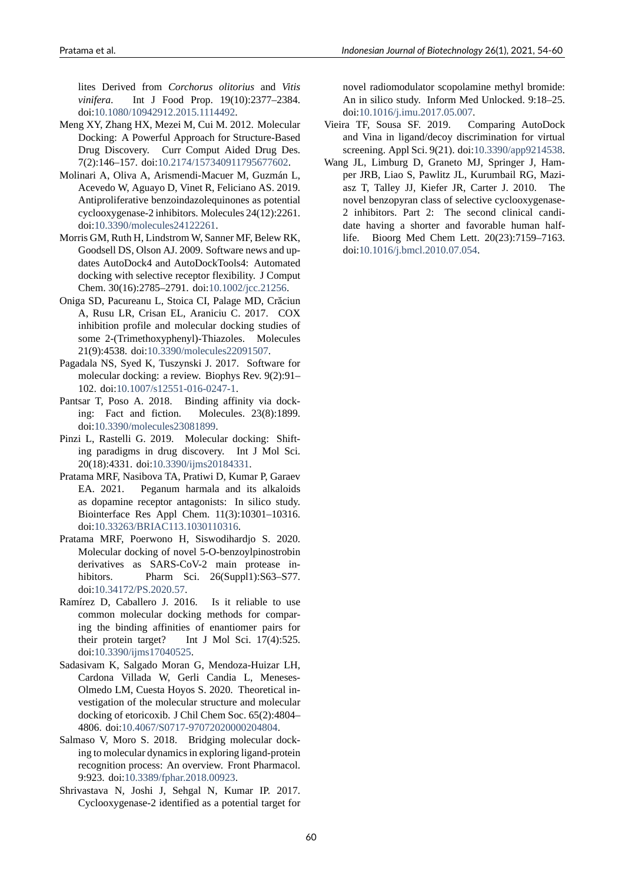lites Derived from *Corchorus olitorius* and *Vitis vinifera*. Int J Food Prop. 19(10):2377–2384. doi:10.1080/10942912.2015.1114492.

Meng XY, Zhang HX, Mezei M, Cui M. 2012. Molecular Docking: A Powerful Approach for Structure-Based Drug Discovery. Curr Comput Aided Drug Des. 7(2):146–157. doi:10.2174/157340911795677602.

Molinari A, Oliva A, Arismendi-Macuer M, Guzmán L, Acevedo W, Aguayo D, Vinet R, Feliciano AS. 2019. Antiproliferative benzoindazolequinones as potential cyclooxygenase-2 inhibitors. Molecules 24(12):2261. doi:10.3390/molecules24122261.

Morris GM, Ruth H, Lindstrom W, Sanner MF, Belew RK, Goodsell DS, Olson AJ. 2009. Software news and updates AutoDock4 and AutoDockTools4: Automated docking with selective receptor flexibility. J Comput Chem. 30(16):2785–2791. doi:10.1002/jcc.21256.

Oniga SD, Pacureanu L, Stoica CI, Palage MD, Crăciun A, Rusu LR, Crisan EL, Araniciu C. 2017. COX inhibition profile and molecular docking studies of some 2-(Trimethoxyphenyl)-Thiazoles. Molecules 21(9):4538. doi:10.3390/molecules22091507.

Pagadala NS, Syed K, Tuszynski J. 2017. Software for molecular docking: a review. Biophys Rev. 9(2):91–102. doi:10.1007/s12551-016-0247-1.

Pantsar T, Poso A. 2018. Binding affinity via docking: Fact and fiction. Molecules. 23(8):1899. doi:10.3390/molecules23081899.

Pinzi L, Rastelli G. 2019. Molecular docking: Shifting paradigms in drug discovery. Int J Mol Sci. 20(18):4331. doi:10.3390/ijms20184331.

Pratama MRF, Nasibova TA, Pratiwi D, Kumar P, Garaev EA. 2021. Peganum harmala and its alkaloids as dopamine receptor antagonists: In silico study. Biointerface Res Appl Chem. 11(3):10301–10316. doi:10.33263/BRIAC113.1030110316.

Pratama MRF, Poerwono H, Siswodihardjo S. 2020. Molecular docking of novel 5-O-benzoylpinostrobin derivatives as SARS-CoV-2 main protease inhibitors. Pharm Sci. 26(Suppl1):S63–S77. doi:10.34172/PS.2020.57.

Ramírez D, Caballero J. 2016. Is it reliable to use common molecular docking methods for comparing the binding affinities of enantiomer pairs for their protein target? Int J Mol Sci. 17(4):525. doi:10.3390/ijms17040525.

Sadasivam K, Salgado Moran G, Mendoza-Huizar LH, Cardona Villada W, Gerli Candia L, Meneses-Olmedo LM, Cuesta Hoyos S. 2020. Theoretical investigation of the molecular structure and molecular docking of etoricoxib. J Chil Chem Soc. 65(2):4804–4806. doi:10.4067/S0717-97072020000204804.

Salmaso V, Moro S. 2018. Bridging molecular docking to molecular dynamics in exploring ligand-protein recognition process: An overview. Front Pharmacol. 9:923. doi:10.3389/fphar.2018.00923.

Shrivastava N, Joshi J, Sehgal N, Kumar IP. 2017. Cyclooxygenase-2 identified as a potential target for novel radiomodulator scopolamine methyl bromide: An in silico study. Inform Med Unlocked. 9:18–25. doi:10.1016/j.imu.2017.05.007.

Vieira TF, Sousa SF. 2019. Comparing AutoDock and Vina in ligand/decoy discrimination for virtual screening. Appl Sci. 9(21). doi:10.3390/app9214538.

Wang JL, Limburg D, Graneto MJ, Springer J, Hamper JRB, Liao S, Pawlitz JL, Kurumbail RG, Maziasz T, Talley JJ, Kiefer JR, Carter J. 2010. The novel benzopyran class of selective cyclooxygenase-2 inhibitors. Part 2: The second clinical candidate having a shorter and favorable human half-life. Bioorg Med Chem Lett. 20(23):7159–7163. doi:10.1016/j.bmcl.2010.07.054.